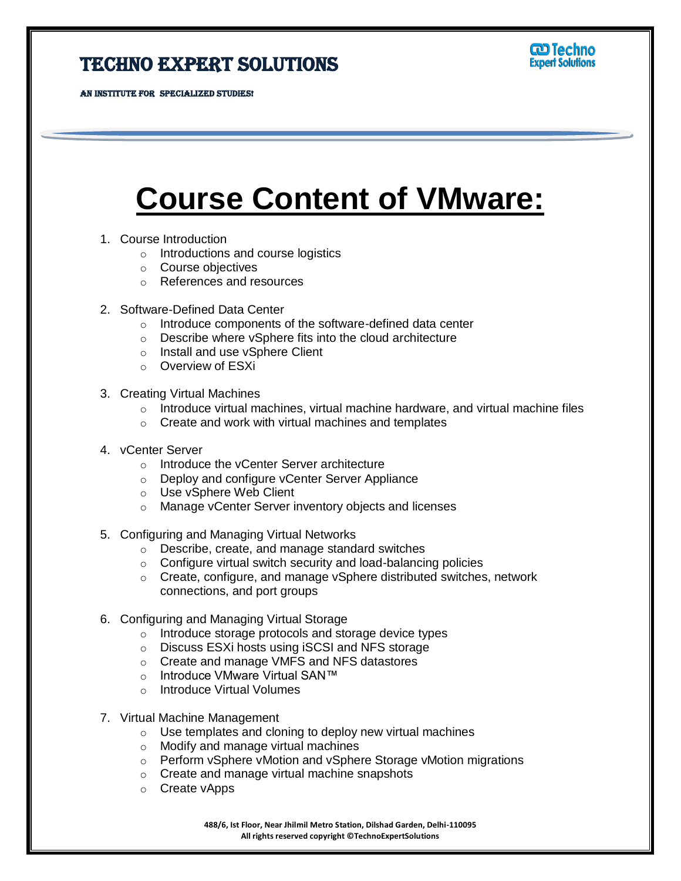# Course Content of VMware:

1. Course Introduction
   - Introductions and course logistics
   - Course objectives
   - References and resources

2. Software-Defined Data Center
   - Introduce components of the software-defined data center
   - Describe where vSphere fits into the cloud architecture
   - Install and use vSphere Client
   - Overview of ESXi

3. Creating Virtual Machines
   - Introduce virtual machines, virtual machine hardware, and virtual machine files
   - Create and work with virtual machines and templates

4. vCenter Server
   - Introduce the vCenter Server architecture
   - Deploy and configure vCenter Server Appliance
   - Use vSphere Web Client
   - Manage vCenter Server inventory objects and licenses

5. Configuring and Managing Virtual Networks
   - Describe, create, and manage standard switches
   - Configure virtual switch security and load-balancing policies
   - Create, configure, and manage vSphere distributed switches, network connections, and port groups

6. Configuring and Managing Virtual Storage
   - Introduce storage protocols and storage device types
   - Discuss ESXi hosts using iSCSI and NFS storage
   - Create and manage VMFS and NFS datastores
   - Introduce VMware Virtual SAN™
   - Introduce Virtual Volumes

7. Virtual Machine Management
   - Use templates and cloning to deploy new virtual machines
   - Modify and manage virtual machines
   - Perform vSphere vMotion and vSphere Storage vMotion migrations
   - Create and manage virtual machine snapshots
   - Create vApps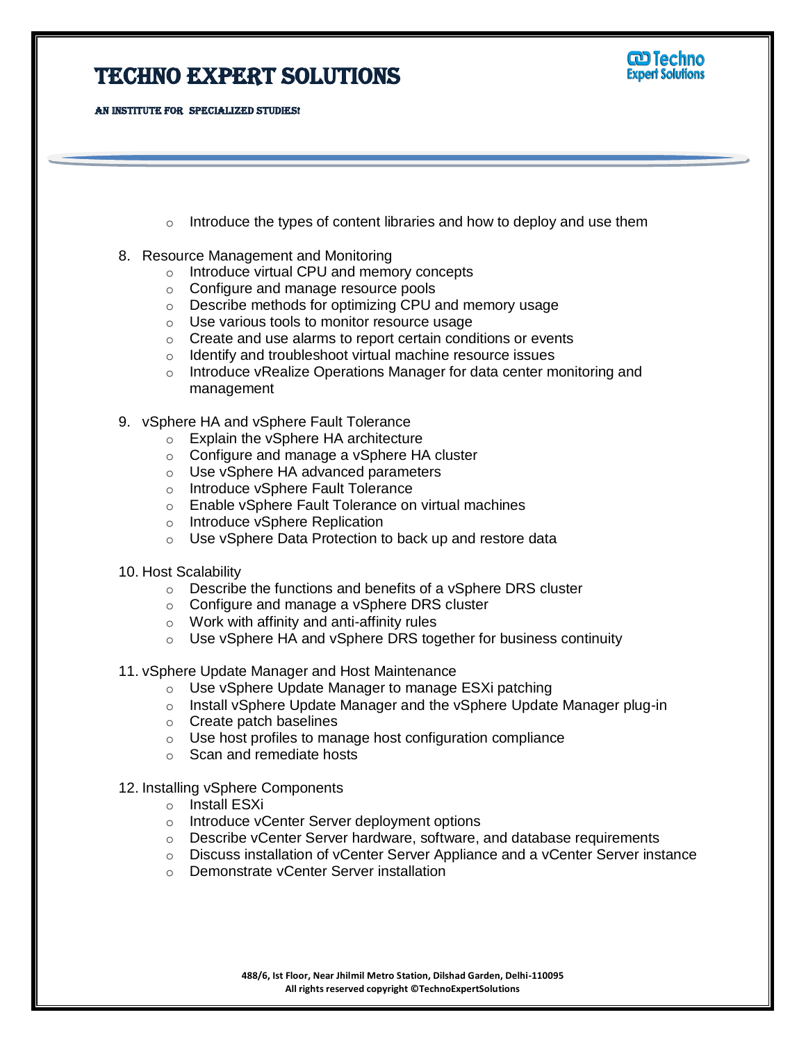- Introduce the types of content libraries and how to deploy and use them

8. Resource Management and Monitoring
    - Introduce virtual CPU and memory concepts
    - Configure and manage resource pools
    - Describe methods for optimizing CPU and memory usage
    - Use various tools to monitor resource usage
    - Create and use alarms to report certain conditions or events
    - Identify and troubleshoot virtual machine resource issues
    - Introduce vRealize Operations Manager for data center monitoring and management

9. vSphere HA and vSphere Fault Tolerance
    - Explain the vSphere HA architecture
    - Configure and manage a vSphere HA cluster
    - Use vSphere HA advanced parameters
    - Introduce vSphere Fault Tolerance
    - Enable vSphere Fault Tolerance on virtual machines
    - Introduce vSphere Replication
    - Use vSphere Data Protection to back up and restore data

10. Host Scalability
    - Describe the functions and benefits of a vSphere DRS cluster
    - Configure and manage a vSphere DRS cluster
    - Work with affinity and anti-affinity rules
    - Use vSphere HA and vSphere DRS together for business continuity

11. vSphere Update Manager and Host Maintenance
    - Use vSphere Update Manager to manage ESXi patching
    - Install vSphere Update Manager and the vSphere Update Manager plug-in
    - Create patch baselines
    - Use host profiles to manage host configuration compliance
    - Scan and remediate hosts

12. Installing vSphere Components
    - Install ESXi
    - Introduce vCenter Server deployment options
    - Describe vCenter Server hardware, software, and database requirements
    - Discuss installation of vCenter Server Appliance and a vCenter Server instance
    - Demonstrate vCenter Server installation